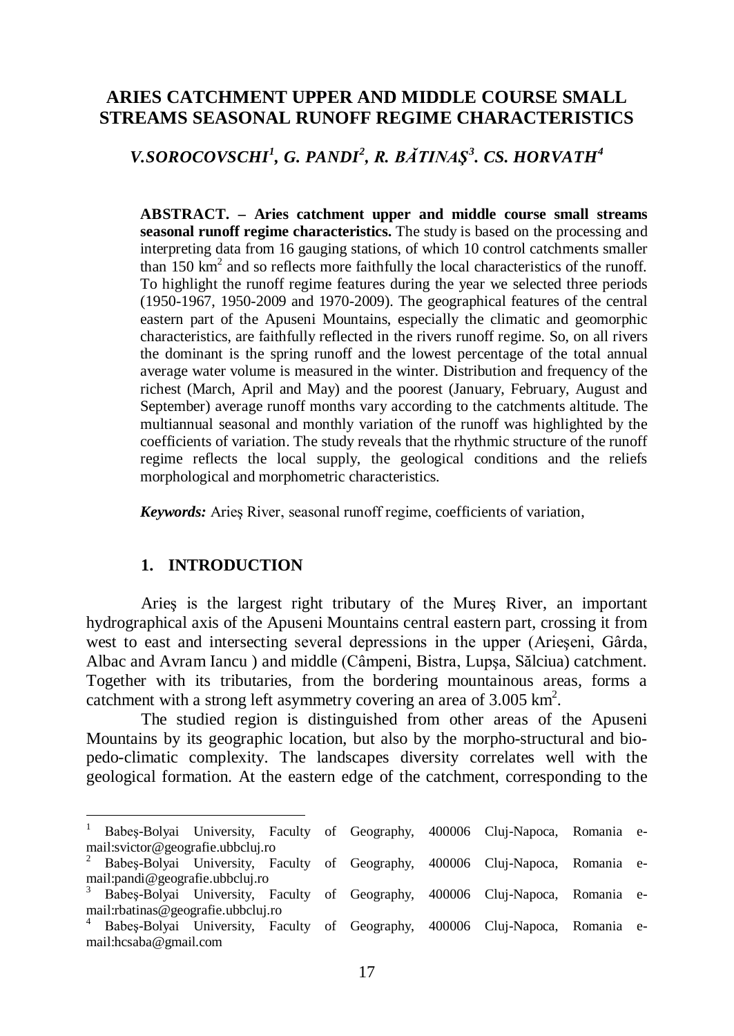# ARIES CATCHMENT UPPER AND MIDDLE COURSE SMALL STREAMS SEASONAL RUNOFF REGIME CHARACTERISTICS

***V.SOROCOVSCHI[1], G. PANDI[2], R. BĂTINAŞ[3]. CS. HORVATH[4]***

**ABSTRACT. – Aries catchment upper and middle course small streams seasonal runoff regime characteristics.** The study is based on the processing and interpreting data from 16 gauging stations, of which 10 control catchments smaller than 150 km$^2$ and so reflects more faithfully the local characteristics of the runoff. To highlight the runoff regime features during the year we selected three periods (1950-1967, 1950-2009 and 1970-2009). The geographical features of the central eastern part of the Apuseni Mountains, especially the climatic and geomorphic characteristics, are faithfully reflected in the rivers runoff regime. So, on all rivers the dominant is the spring runoff and the lowest percentage of the total annual average water volume is measured in the winter. Distribution and frequency of the richest (March, April and May) and the poorest (January, February, August and September) average runoff months vary according to the catchments altitude. The multiannual seasonal and monthly variation of the runoff was highlighted by the coefficients of variation. The study reveals that the rhythmic structure of the runoff regime reflects the local supply, the geological conditions and the reliefs morphological and morphometric characteristics.

***Keywords:*** Arieş River, seasonal runoff regime, coefficients of variation,

## 1. INTRODUCTION

Arieş is the largest right tributary of the Mureş River, an important hydrographical axis of the Apuseni Mountains central eastern part, crossing it from west to east and intersecting several depressions in the upper (Arieşeni, Gârda, Albac and Avram Iancu ) and middle (Câmpeni, Bistra, Lupşa, Sălciua) catchment. Together with its tributaries, from the bordering mountainous areas, forms a catchment with a strong left asymmetry covering an area of 3.005 km$^2$.

The studied region is distinguished from other areas of the Apuseni Mountains by its geographic location, but also by the morpho-structural and bio-pedo-climatic complexity. The landscapes diversity correlates well with the geological formation. At the eastern edge of the catchment, corresponding to the

---

[1] Babeş-Bolyai University, Faculty of Geography, 400006 Cluj-Napoca, Romania e-mail:svictor@geografie.ubbcluj.ro

[2] Babeş-Bolyai University, Faculty of Geography, 400006 Cluj-Napoca, Romania e-mail:pandi@geografie.ubbcluj.ro

[3] Babeş-Bolyai University, Faculty of Geography, 400006 Cluj-Napoca, Romania e-mail:rbatinas@geografie.ubbcluj.ro

[4] Babeş-Bolyai University, Faculty of Geography, 400006 Cluj-Napoca, Romania e-mail:hcsaba@gmail.com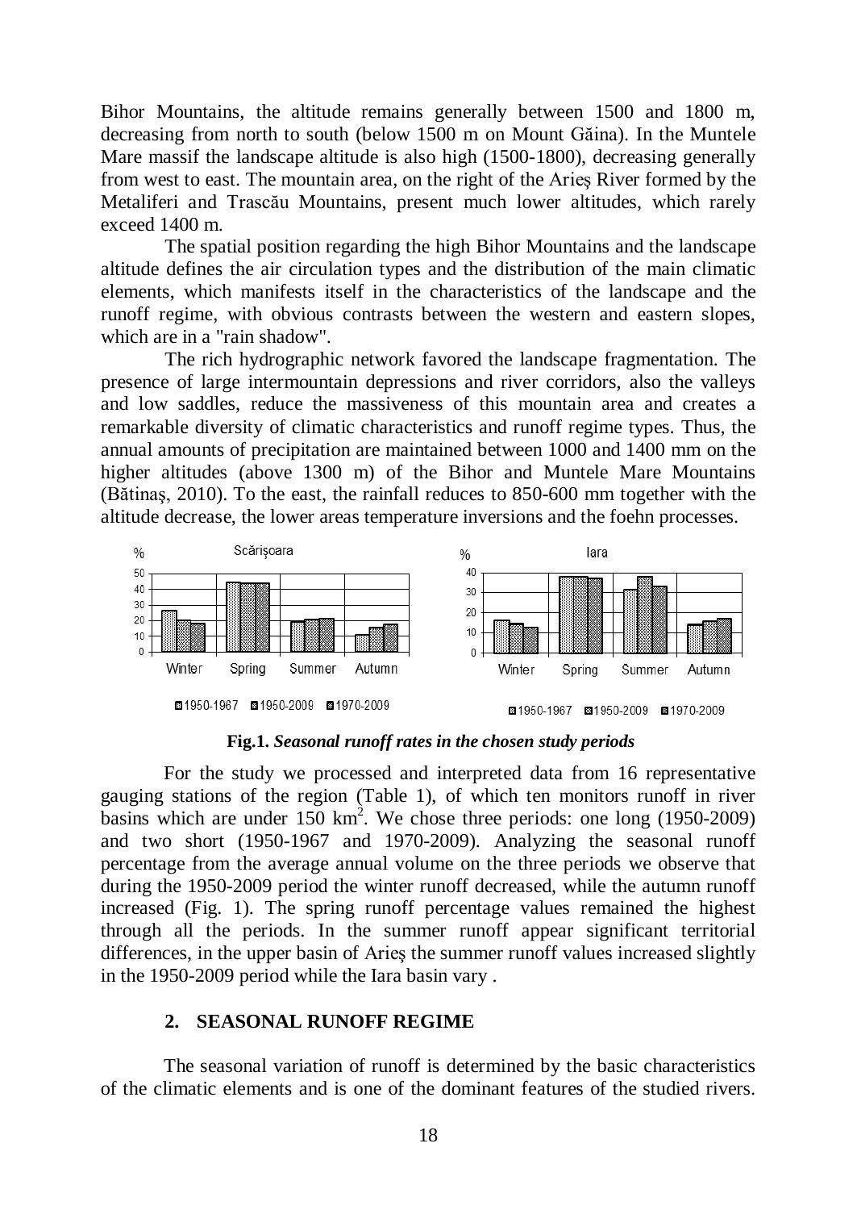Bihor Mountains, the altitude remains generally between 1500 and 1800 m, decreasing from north to south (below 1500 m on Mount Găina). In the Muntele Mare massif the landscape altitude is also high (1500-1800), decreasing generally from west to east. The mountain area, on the right of the Arieş River formed by the Metaliferi and Trascău Mountains, present much lower altitudes, which rarely exceed 1400 m.

The spatial position regarding the high Bihor Mountains and the landscape altitude defines the air circulation types and the distribution of the main climatic elements, which manifests itself in the characteristics of the landscape and the runoff regime, with obvious contrasts between the western and eastern slopes, which are in a "rain shadow".

The rich hydrographic network favored the landscape fragmentation. The presence of large intermountain depressions and river corridors, also the valleys and low saddles, reduce the massiveness of this mountain area and creates a remarkable diversity of climatic characteristics and runoff regime types. Thus, the annual amounts of precipitation are maintained between 1000 and 1400 mm on the higher altitudes (above 1300 m) of the Bihor and Muntele Mare Mountains (Bătinaş, 2010). To the east, the rainfall reduces to 850-600 mm together with the altitude decrease, the lower areas temperature inversions and the foehn processes.

**Fig.1.** ***Seasonal runoff rates in the chosen study periods***

For the study we processed and interpreted data from 16 representative gauging stations of the region (Table 1), of which ten monitors runoff in river basins which are under 150 km$^2$. We chose three periods: one long (1950-2009) and two short (1950-1967 and 1970-2009). Analyzing the seasonal runoff percentage from the average annual volume on the three periods we observe that during the 1950-2009 period the winter runoff decreased, while the autumn runoff increased (Fig. 1). The spring runoff percentage values remained the highest through all the periods. In the summer runoff appear significant territorial differences, in the upper basin of Arieş the summer runoff values increased slightly in the 1950-2009 period while the Iara basin vary .

## 2. SEASONAL RUNOFF REGIME

The seasonal variation of runoff is determined by the basic characteristics of the climatic elements and is one of the dominant features of the studied rivers.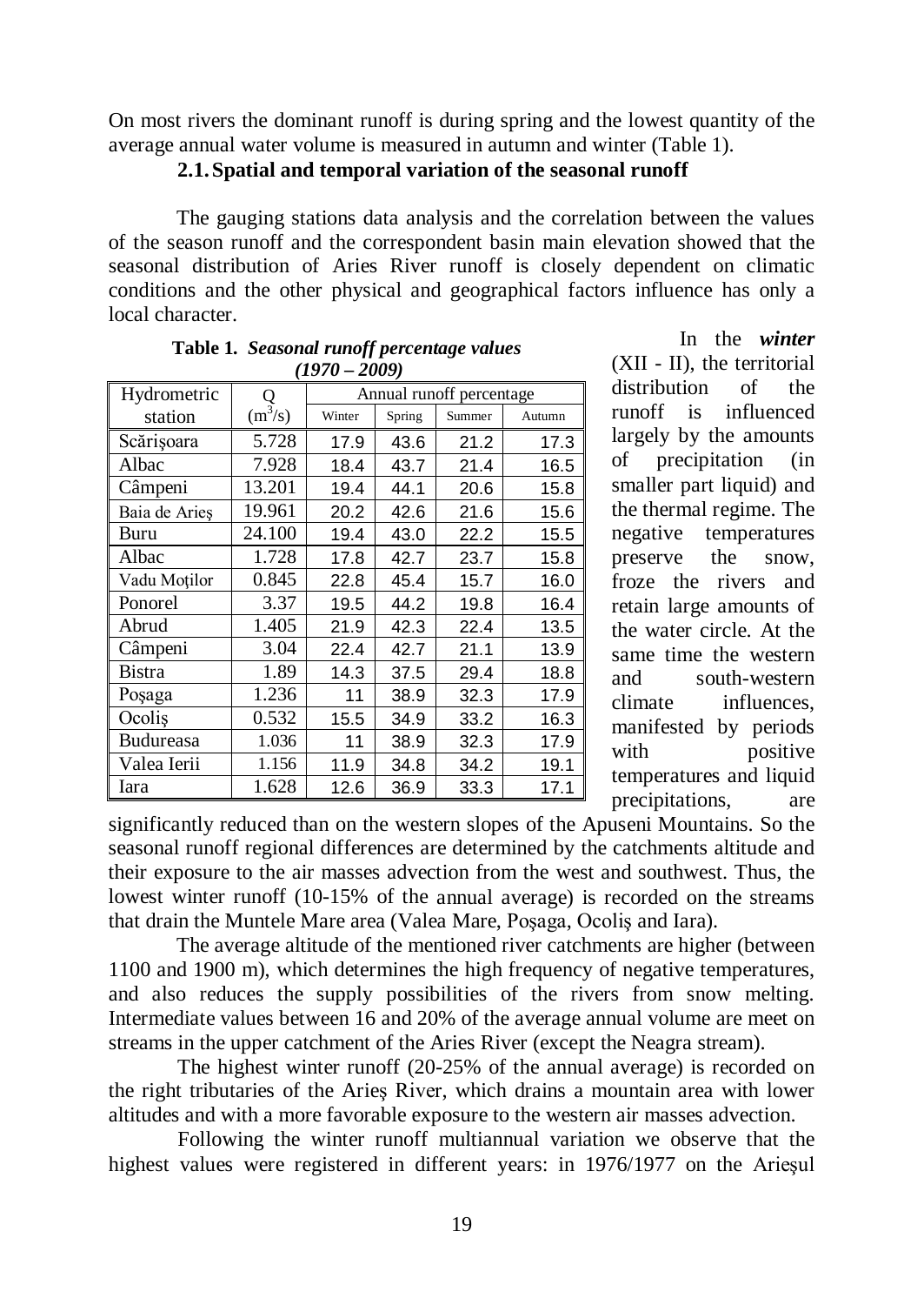On most rivers the dominant runoff is during spring and the lowest quantity of the average annual water volume is measured in autumn and winter (Table 1).

### 2.1. Spatial and temporal variation of the seasonal runoff

The gauging stations data analysis and the correlation between the values of the season runoff and the correspondent basin main elevation showed that the seasonal distribution of Aries River runoff is closely dependent on climatic conditions and the other physical and geographical factors influence has only a local character.

**Table 1.** ***Seasonal runoff percentage values (1970 – 2009)***

| Hydrometric station | Q ($m^3/s$) | Annual runoff percentage | | | |
|---|---|---|---|---|---|
| | | Winter | Spring | Summer | Autumn |
| Scărişoara | 5.728 | 17.9 | 43.6 | 21.2 | 17.3 |
| Albac | 7.928 | 18.4 | 43.7 | 21.4 | 16.5 |
| Câmpeni | 13.201 | 19.4 | 44.1 | 20.6 | 15.8 |
| Baia de Arieş | 19.961 | 20.2 | 42.6 | 21.6 | 15.6 |
| Buru | 24.100 | 19.4 | 43.0 | 22.2 | 15.5 |
| Albac | 1.728 | 17.8 | 42.7 | 23.7 | 15.8 |
| Vadu Moţilor | 0.845 | 22.8 | 45.4 | 15.7 | 16.0 |
| Ponorel | 3.37 | 19.5 | 44.2 | 19.8 | 16.4 |
| Abrud | 1.405 | 21.9 | 42.3 | 22.4 | 13.5 |
| Câmpeni | 3.04 | 22.4 | 42.7 | 21.1 | 13.9 |
| Bistra | 1.89 | 14.3 | 37.5 | 29.4 | 18.8 |
| Poşaga | 1.236 | 11 | 38.9 | 32.3 | 17.9 |
| Ocoliş | 0.532 | 15.5 | 34.9 | 33.2 | 16.3 |
| Budureasa | 1.036 | 11 | 38.9 | 32.3 | 17.9 |
| Valea Ierii | 1.156 | 11.9 | 34.8 | 34.2 | 19.1 |
| Iara | 1.628 | 12.6 | 36.9 | 33.3 | 17.1 |

In the ***winter*** (XII - II), the territorial distribution of the runoff is influenced largely by the amounts of precipitation (in smaller part liquid) and the thermal regime. The negative temperatures preserve the snow, froze the rivers and retain large amounts of the water circle. At the same time the western and south-western climate influences, manifested by periods with positive temperatures and liquid precipitations, are significantly reduced than on the western slopes of the Apuseni Mountains. So the seasonal runoff regional differences are determined by the catchments altitude and their exposure to the air masses advection from the west and southwest. Thus, the lowest winter runoff (10-15% of the annual average) is recorded on the streams that drain the Muntele Mare area (Valea Mare, Poşaga, Ocoliş and Iara).

The average altitude of the mentioned river catchments are higher (between 1100 and 1900 m), which determines the high frequency of negative temperatures, and also reduces the supply possibilities of the rivers from snow melting. Intermediate values between 16 and 20% of the average annual volume are meet on streams in the upper catchment of the Aries River (except the Neagra stream).

The highest winter runoff (20-25% of the annual average) is recorded on the right tributaries of the Arieş River, which drains a mountain area with lower altitudes and with a more favorable exposure to the western air masses advection.

Following the winter runoff multiannual variation we observe that the highest values were registered in different years: in 1976/1977 on the Arieşul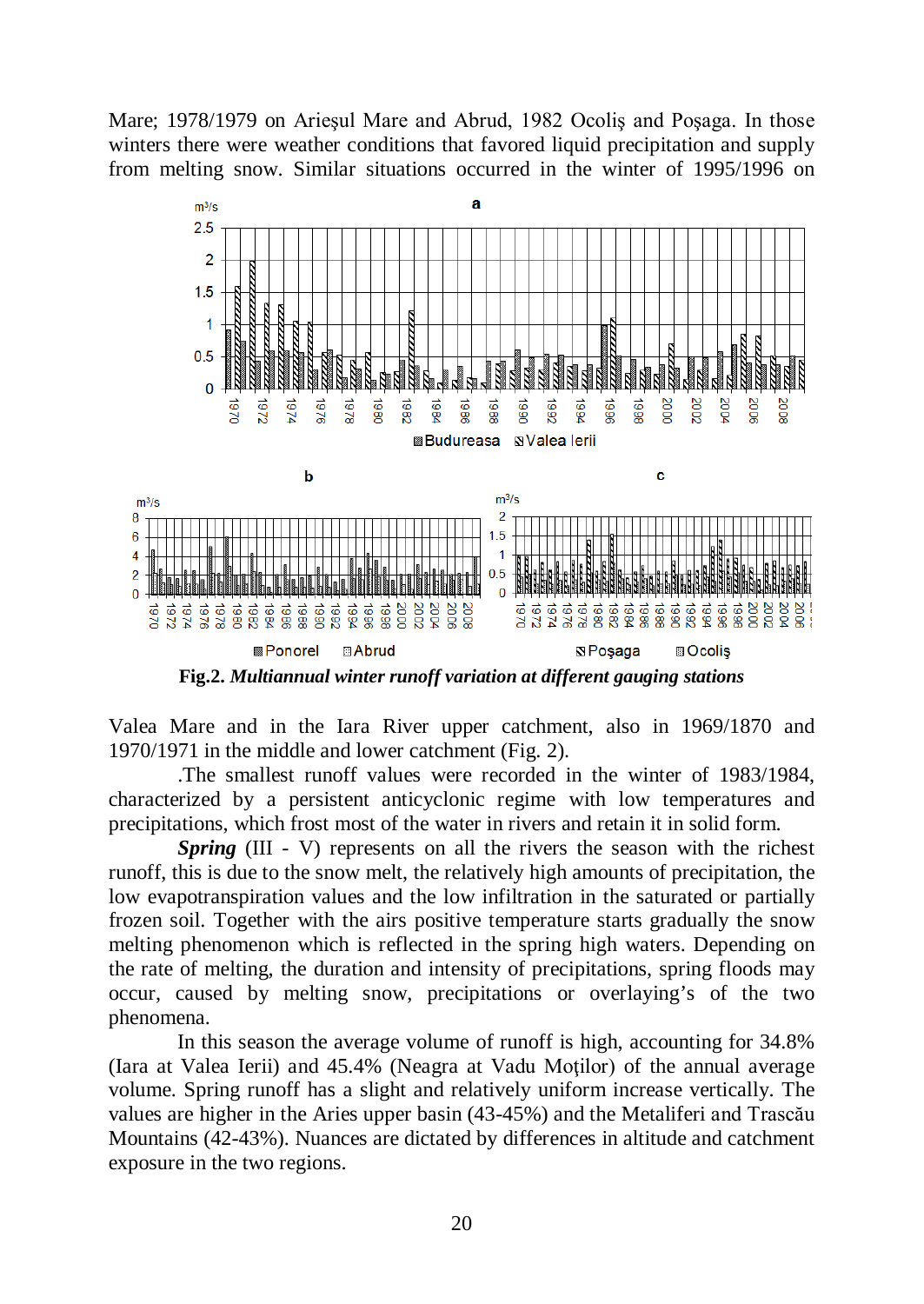Mare; 1978/1979 on Arieşul Mare and Abrud, 1982 Ocoliş and Poşaga. In those winters there were weather conditions that favored liquid precipitation and supply from melting snow. Similar situations occurred in the winter of 1995/1996 on

**Fig.2.** ***Multiannual winter runoff variation at different gauging stations***

Valea Mare and in the Iara River upper catchment, also in 1969/1870 and 1970/1971 in the middle and lower catchment (Fig. 2).

.The smallest runoff values were recorded in the winter of 1983/1984, characterized by a persistent anticyclonic regime with low temperatures and precipitations, which frost most of the water in rivers and retain it in solid form.

***Spring*** (III - V) represents on all the rivers the season with the richest runoff, this is due to the snow melt, the relatively high amounts of precipitation, the low evapotranspiration values and the low infiltration in the saturated or partially frozen soil. Together with the airs positive temperature starts gradually the snow melting phenomenon which is reflected in the spring high waters. Depending on the rate of melting, the duration and intensity of precipitations, spring floods may occur, caused by melting snow, precipitations or overlaying's of the two phenomena.

In this season the average volume of runoff is high, accounting for 34.8% (Iara at Valea Ierii) and 45.4% (Neagra at Vadu Moţilor) of the annual average volume. Spring runoff has a slight and relatively uniform increase vertically. The values are higher in the Aries upper basin (43-45%) and the Metaliferi and Trascău Mountains (42-43%). Nuances are dictated by differences in altitude and catchment exposure in the two regions.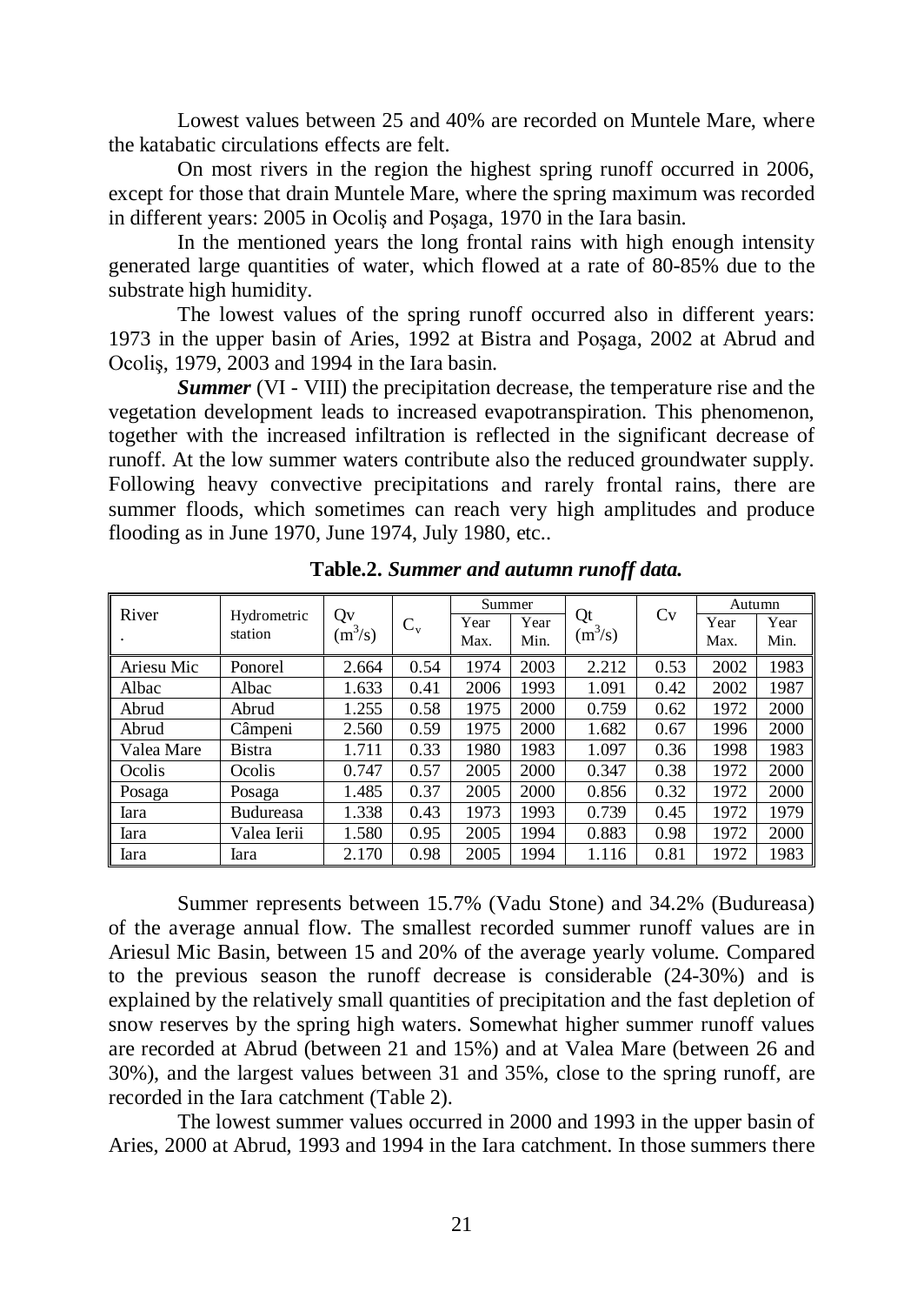Lowest values between 25 and 40% are recorded on Muntele Mare, where the katabatic circulations effects are felt.

On most rivers in the region the highest spring runoff occurred in 2006, except for those that drain Muntele Mare, where the spring maximum was recorded in different years: 2005 in Ocoliş and Poşaga, 1970 in the Iara basin.

In the mentioned years the long frontal rains with high enough intensity generated large quantities of water, which flowed at a rate of 80-85% due to the substrate high humidity.

The lowest values of the spring runoff occurred also in different years: 1973 in the upper basin of Aries, 1992 at Bistra and Poşaga, 2002 at Abrud and Ocoliş, 1979, 2003 and 1994 in the Iara basin.

***Summer*** (VI - VIII) the precipitation decrease, the temperature rise and the vegetation development leads to increased evapotranspiration. This phenomenon, together with the increased infiltration is reflected in the significant decrease of runoff. At the low summer waters contribute also the reduced groundwater supply. Following heavy convective precipitations and rarely frontal rains, there are summer floods, which sometimes can reach very high amplitudes and produce flooding as in June 1970, June 1974, July 1980, etc..

**Table.2.** ***Summer and autumn runoff data.***

| River | Hydrometric station | Qv ($m^3/s$) | $C_v$ | Summer | | Qt ($m^3/s$) | Cv | Autumn | |
|---|---|---|---|---|---|---|---|---|---|
| | | | | Year Max. | Year Min. | | | Year Max. | Year Min. |
| Ariesu Mic | Ponorel | 2.664 | 0.54 | 1974 | 2003 | 2.212 | 0.53 | 2002 | 1983 |
| Albac | Albac | 1.633 | 0.41 | 2006 | 1993 | 1.091 | 0.42 | 2002 | 1987 |
| Abrud | Abrud | 1.255 | 0.58 | 1975 | 2000 | 0.759 | 0.62 | 1972 | 2000 |
| Abrud | Câmpeni | 2.560 | 0.59 | 1975 | 2000 | 1.682 | 0.67 | 1996 | 2000 |
| Valea Mare | Bistra | 1.711 | 0.33 | 1980 | 1983 | 1.097 | 0.36 | 1998 | 1983 |
| Ocolis | Ocolis | 0.747 | 0.57 | 2005 | 2000 | 0.347 | 0.38 | 1972 | 2000 |
| Posaga | Posaga | 1.485 | 0.37 | 2005 | 2000 | 0.856 | 0.32 | 1972 | 2000 |
| Iara | Budureasa | 1.338 | 0.43 | 1973 | 1993 | 0.739 | 0.45 | 1972 | 1979 |
| Iara | Valea Ierii | 1.580 | 0.95 | 2005 | 1994 | 0.883 | 0.98 | 1972 | 2000 |
| Iara | Iara | 2.170 | 0.98 | 2005 | 1994 | 1.116 | 0.81 | 1972 | 1983 |

Summer represents between 15.7% (Vadu Stone) and 34.2% (Budureasa) of the average annual flow. The smallest recorded summer runoff values are in Ariesul Mic Basin, between 15 and 20% of the average yearly volume. Compared to the previous season the runoff decrease is considerable (24-30%) and is explained by the relatively small quantities of precipitation and the fast depletion of snow reserves by the spring high waters. Somewhat higher summer runoff values are recorded at Abrud (between 21 and 15%) and at Valea Mare (between 26 and 30%), and the largest values between 31 and 35%, close to the spring runoff, are recorded in the Iara catchment (Table 2).

The lowest summer values occurred in 2000 and 1993 in the upper basin of Aries, 2000 at Abrud, 1993 and 1994 in the Iara catchment. In those summers there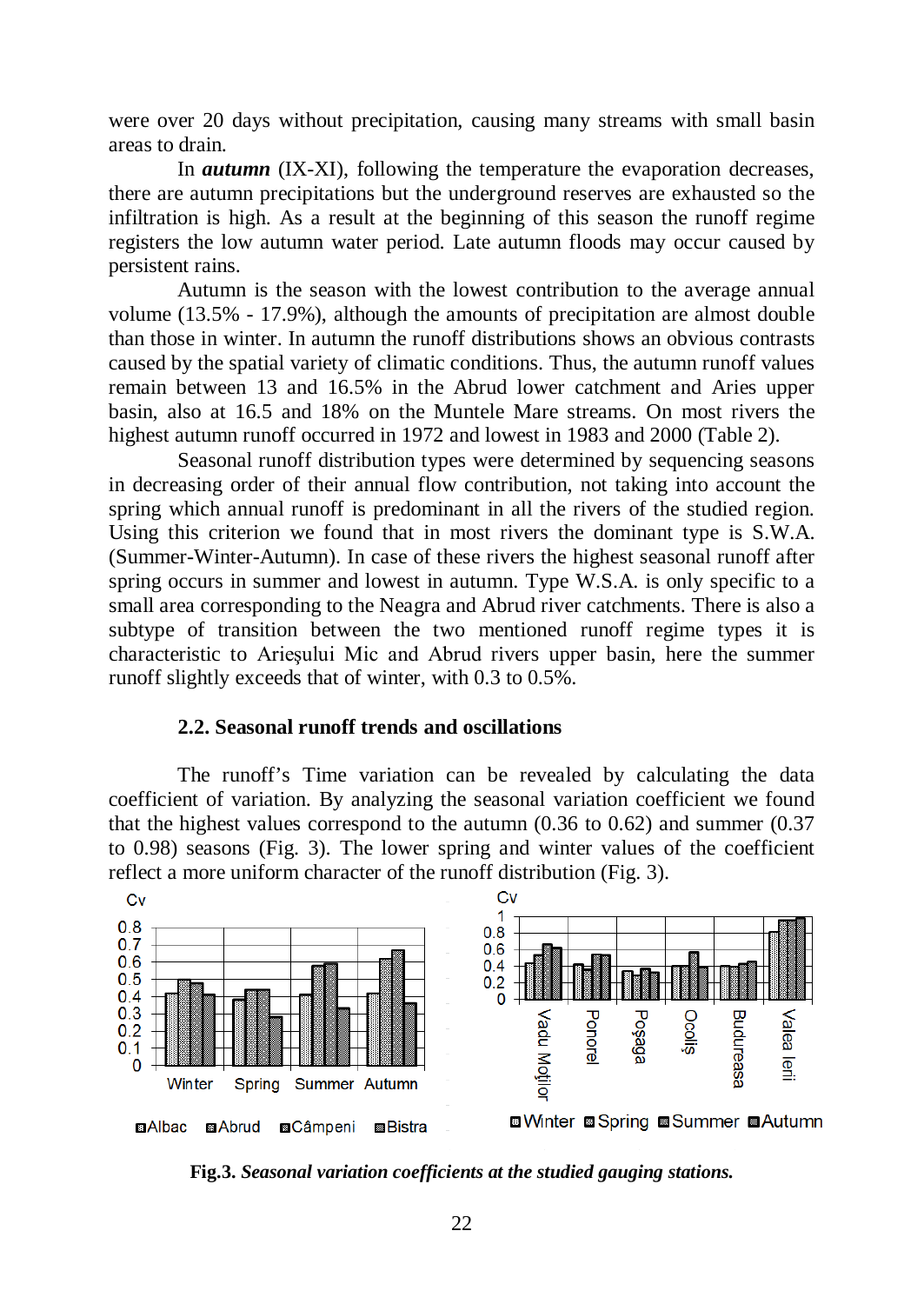were over 20 days without precipitation, causing many streams with small basin areas to drain.

In ***autumn*** (IX-XI), following the temperature the evaporation decreases, there are autumn precipitations but the underground reserves are exhausted so the infiltration is high. As a result at the beginning of this season the runoff regime registers the low autumn water period. Late autumn floods may occur caused by persistent rains.

Autumn is the season with the lowest contribution to the average annual volume (13.5% - 17.9%), although the amounts of precipitation are almost double than those in winter. In autumn the runoff distributions shows an obvious contrasts caused by the spatial variety of climatic conditions. Thus, the autumn runoff values remain between 13 and 16.5% in the Abrud lower catchment and Aries upper basin, also at 16.5 and 18% on the Muntele Mare streams. On most rivers the highest autumn runoff occurred in 1972 and lowest in 1983 and 2000 (Table 2).

Seasonal runoff distribution types were determined by sequencing seasons in decreasing order of their annual flow contribution, not taking into account the spring which annual runoff is predominant in all the rivers of the studied region. Using this criterion we found that in most rivers the dominant type is S.W.A. (Summer-Winter-Autumn). In case of these rivers the highest seasonal runoff after spring occurs in summer and lowest in autumn. Type W.S.A. is only specific to a small area corresponding to the Neagra and Abrud river catchments. There is also a subtype of transition between the two mentioned runoff regime types it is characteristic to Arieșului Mic and Abrud rivers upper basin, here the summer runoff slightly exceeds that of winter, with 0.3 to 0.5%.

### 2.2. Seasonal runoff trends and oscillations

The runoff's Time variation can be revealed by calculating the data coefficient of variation. By analyzing the seasonal variation coefficient we found that the highest values correspond to the autumn (0.36 to 0.62) and summer (0.37 to 0.98) seasons (Fig. 3). The lower spring and winter values of the coefficient reflect a more uniform character of the runoff distribution (Fig. 3).

**Fig.3.** ***Seasonal variation coefficients at the studied gauging stations.***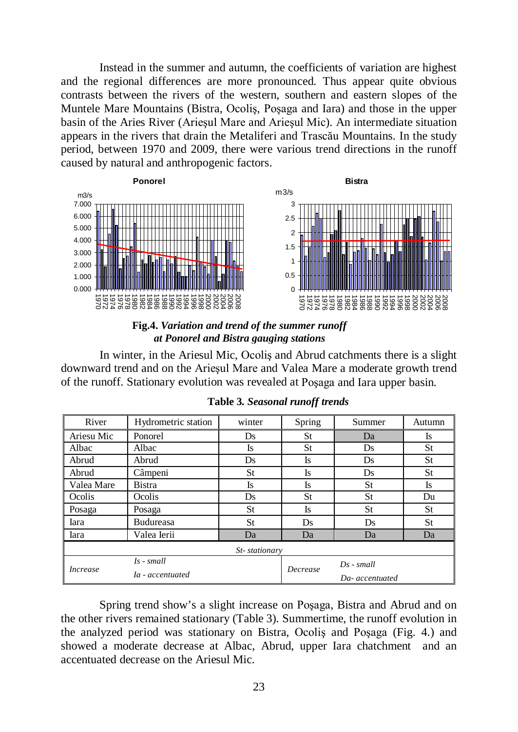Instead in the summer and autumn, the coefficients of variation are highest and the regional differences are more pronounced. Thus appear quite obvious contrasts between the rivers of the western, southern and eastern slopes of the Muntele Mare Mountains (Bistra, Ocoliş, Poşaga and Iara) and those in the upper basin of the Aries River (Arieşul Mare and Arieşul Mic). An intermediate situation appears in the rivers that drain the Metaliferi and Trascău Mountains. In the study period, between 1970 and 2009, there were various trend directions in the runoff caused by natural and anthropogenic factors.

**Fig.4.** ***Variation and trend of the summer runoff at Ponorel and Bistra gauging stations***

In winter, in the Ariesul Mic, Ocoliş and Abrud catchments there is a slight downward trend and on the Arieşul Mare and Valea Mare a moderate growth trend of the runoff. Stationary evolution was revealed at Poşaga and Iara upper basin.

**Table 3.** ***Seasonal runoff trends***

| River | Hydrometric station | winter | Spring | Summer | Autumn |
|---|---|---|---|---|---|
| Ariesu Mic | Ponorel | Ds | St | Da | Is |
| Albac | Albac | Is | St | Ds | St |
| Abrud | Abrud | Ds | Is | Ds | St |
| Abrud | Câmpeni | St | Is | Ds | St |
| Valea Mare | Bistra | Is | Is | St | Is |
| Ocolis | Ocolis | Ds | St | St | Du |
| Posaga | Posaga | St | Is | St | St |
| Iara | Budureasa | St | Ds | Ds | St |
| Iara | Valea Ierii | Da | Da | Da | Da |
| *St- stationary* | | | | | |
| *Increase* | *Is - small*<br>*Ia - accentuated* | | *Decrease* | *Ds - small*<br>*Da- accentuated* | |

Spring trend show's a slight increase on Poşaga, Bistra and Abrud and on the other rivers remained stationary (Table 3). Summertime, the runoff evolution in the analyzed period was stationary on Bistra, Ocoliş and Poşaga (Fig. 4.) and showed a moderate decrease at Albac, Abrud, upper Iara chatchment and an accentuated decrease on the Ariesul Mic.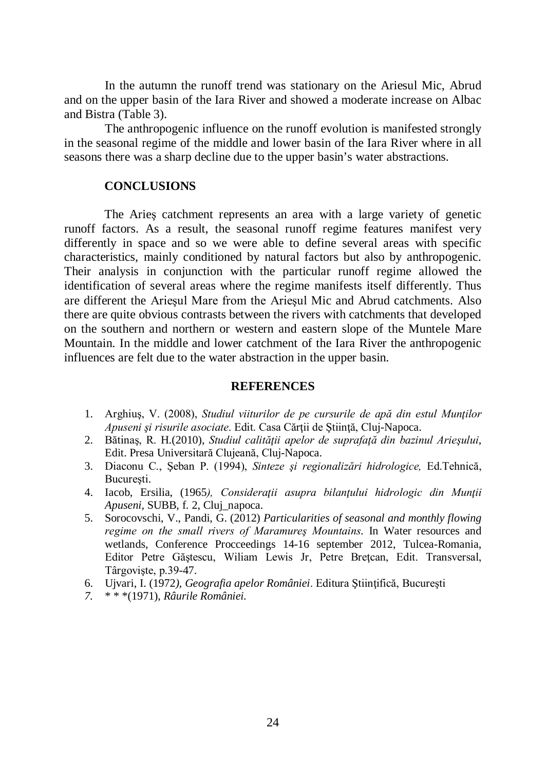In the autumn the runoff trend was stationary on the Ariesul Mic, Abrud and on the upper basin of the Iara River and showed a moderate increase on Albac and Bistra (Table 3).

The anthropogenic influence on the runoff evolution is manifested strongly in the seasonal regime of the middle and lower basin of the Iara River where in all seasons there was a sharp decline due to the upper basin's water abstractions.

## CONCLUSIONS

The Arieş catchment represents an area with a large variety of genetic runoff factors. As a result, the seasonal runoff regime features manifest very differently in space and so we were able to define several areas with specific characteristics, mainly conditioned by natural factors but also by anthropogenic. Their analysis in conjunction with the particular runoff regime allowed the identification of several areas where the regime manifests itself differently. Thus are different the Arieşul Mare from the Arieşul Mic and Abrud catchments. Also there are quite obvious contrasts between the rivers with catchments that developed on the southern and northern or western and eastern slope of the Muntele Mare Mountain. In the middle and lower catchment of the Iara River the anthropogenic influences are felt due to the water abstraction in the upper basin.

## REFERENCES

1. Arghiuş, V. (2008), *Studiul viiturilor de pe cursurile de apă din estul Munţilor Apuseni şi risurile asociate*. Edit. Casa Cărții de Ştiinţă, Cluj-Napoca.
2. Bătinaș, R. H.(2010), *Studiul calităţii apelor de suprafaţă din bazinul Arieşului*, Edit. Presa Universitară Clujeană, Cluj-Napoca.
3. Diaconu C., Şeban P. (1994), *Sinteze şi regionalizări hidrologice,* Ed.Tehnică, Bucureşti.
4. Iacob, Ersilia, (1965*), Consideraţii asupra bilanţului hidrologic din Munţii Apuseni*, SUBB, f. 2, Cluj_napoca.
5. Sorocovschi, V., Pandi, G. (2012) *Particularities of seasonal and monthly flowing regime on the small rivers of Maramureş Mountains*. In Water resources and wetlands, Conference Procceedings 14-16 september 2012, Tulcea-Romania, Editor Petre Găştescu, Wiliam Lewis Jr, Petre Breţcan, Edit. Transversal, Târgovişte, p.39-47.
6. Ujvari, I. (1972*), Geografia apelor României*. Editura Ştiinţifică, Bucureşti
7. * * *(1971), *Râurile României.*